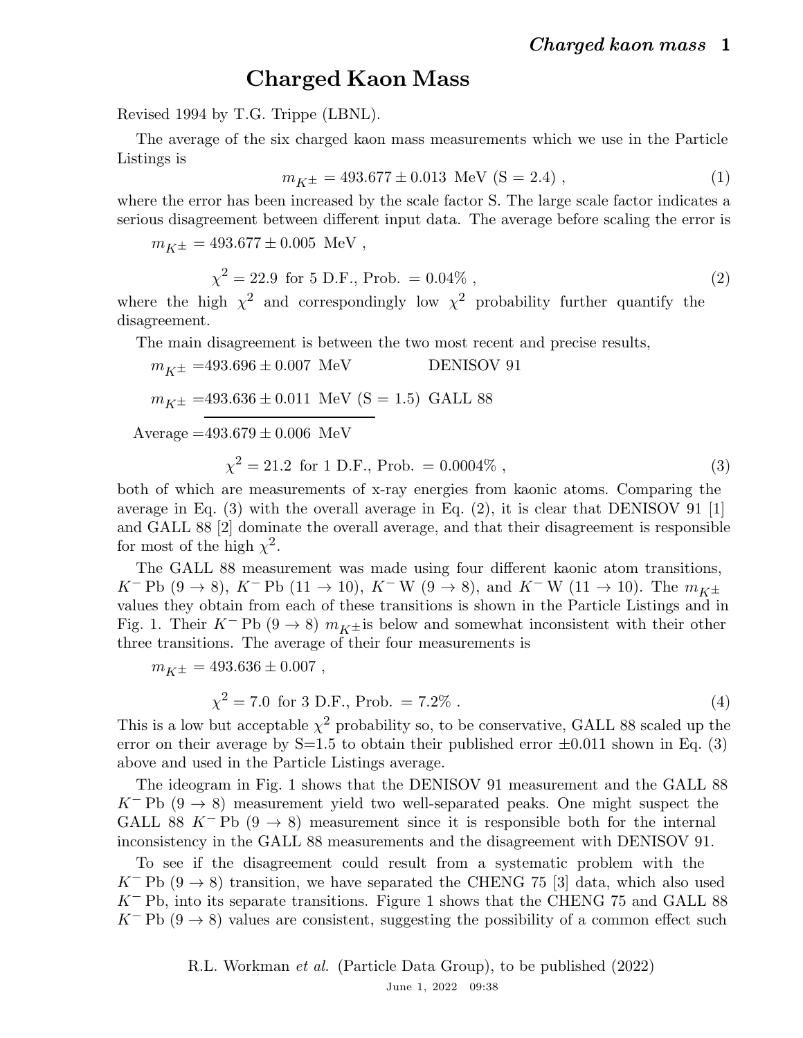# Charged Kaon Mass

Revised 1994 by T.G. Trippe (LBNL).

The average of the six charged kaon mass measurements which we use in the Particle Listings is

$$m_{K^\pm} = 493.677 \pm 0.013 \text{ MeV (S = 2.4)} , \tag{1}$$

where the error has been increased by the scale factor S. The large scale factor indicates a serious disagreement between different input data. The average before scaling the error is

$$m_{K^\pm} = 493.677 \pm 0.005 \text{ MeV} ,$$

$$\chi^2 = 22.9 \text{ for 5 D.F., Prob. } = 0.04\% , \tag{2}$$

where the high $\chi^2$ and correspondingly low $\chi^2$ probability further quantify the disagreement.

The main disagreement is between the two most recent and precise results,

$$m_{K^\pm} = 493.696 \pm 0.007 \text{ MeV} \qquad \text{DENISOV 91}$$

$$m_{K^\pm} = 493.636 \pm 0.011 \text{ MeV (S = 1.5)} \quad \text{GALL 88}$$

$$\text{Average} = 493.679 \pm 0.006 \text{ MeV}$$

$$\chi^2 = 21.2 \text{ for 1 D.F., Prob. } = 0.0004\% , \tag{3}$$

both of which are measurements of x-ray energies from kaonic atoms. Comparing the average in Eq. (3) with the overall average in Eq. (2), it is clear that DENISOV 91 [1] and GALL 88 [2] dominate the overall average, and that their disagreement is responsible for most of the high $\chi^2$.

The GALL 88 measurement was made using four different kaonic atom transitions, $K^-$ Pb ($9 \to 8$), $K^-$ Pb ($11 \to 10$), $K^-$ W ($9 \to 8$), and $K^-$ W ($11 \to 10$). The $m_{K^\pm}$ values they obtain from each of these transitions is shown in the Particle Listings and in Fig. 1. Their $K^-$ Pb ($9 \to 8$) $m_{K^\pm}$ is below and somewhat inconsistent with their other three transitions. The average of their four measurements is

$$m_{K^\pm} = 493.636 \pm 0.007 ,$$

$$\chi^2 = 7.0 \text{ for 3 D.F., Prob. } = 7.2\% . \tag{4}$$

This is a low but acceptable $\chi^2$ probability so, to be conservative, GALL 88 scaled up the error on their average by S=1.5 to obtain their published error $\pm 0.011$ shown in Eq. (3) above and used in the Particle Listings average.

The ideogram in Fig. 1 shows that the DENISOV 91 measurement and the GALL 88 $K^-$ Pb ($9 \to 8$) measurement yield two well-separated peaks. One might suspect the GALL 88 $K^-$ Pb ($9 \to 8$) measurement since it is responsible both for the internal inconsistency in the GALL 88 measurements and the disagreement with DENISOV 91.

To see if the disagreement could result from a systematic problem with the $K^-$ Pb ($9 \to 8$) transition, we have separated the CHENG 75 [3] data, which also used $K^-$ Pb, into its separate transitions. Figure 1 shows that the CHENG 75 and GALL 88 $K^-$ Pb ($9 \to 8$) values are consistent, suggesting the possibility of a common effect such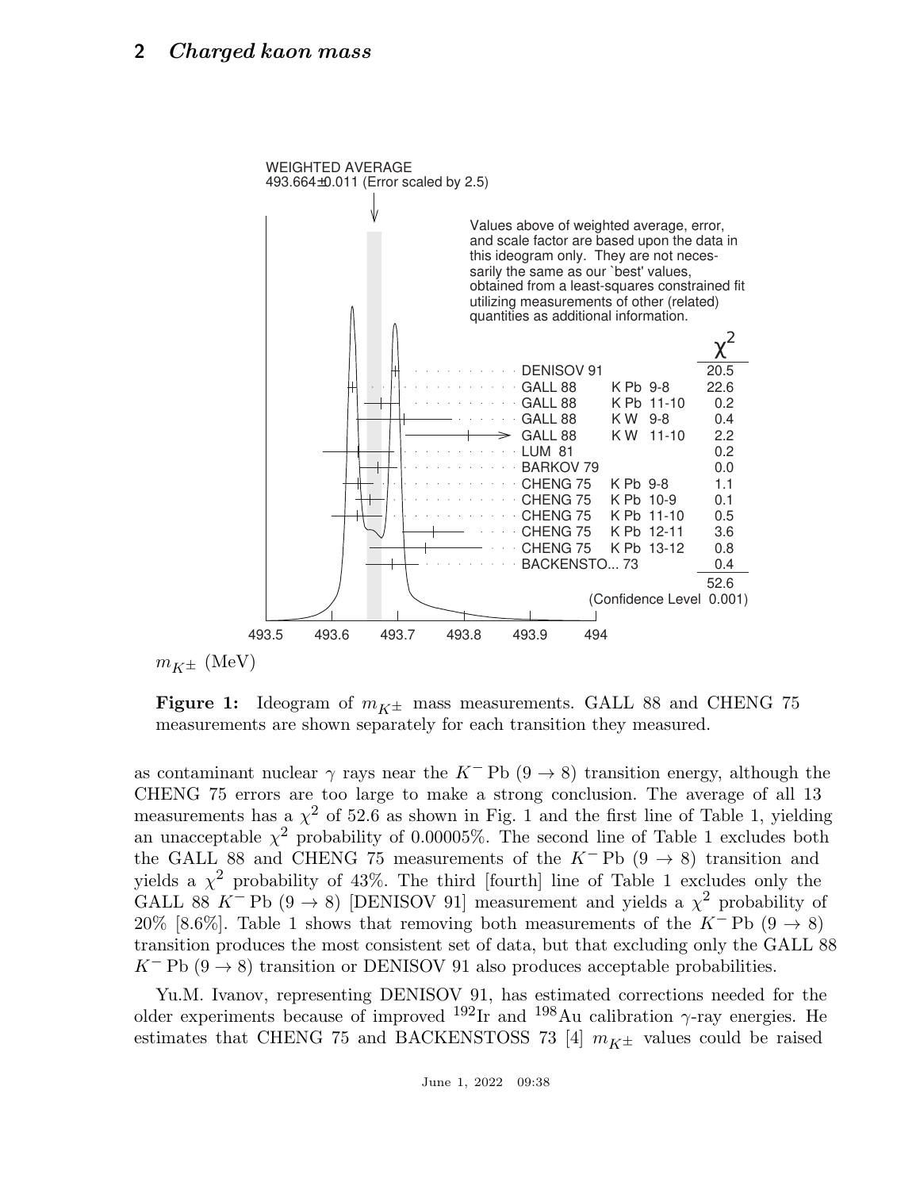Figure 1: Ideogram of $m_{K^\pm}$ mass measurements. GALL 88 and CHENG 75 measurements are shown separately for each transition they measured.

as contaminant nuclear $\gamma$ rays near the $K^-$ Pb $(9 \to 8)$ transition energy, although the CHENG 75 errors are too large to make a strong conclusion. The average of all 13 measurements has a $\chi^2$ of 52.6 as shown in Fig. 1 and the first line of Table 1, yielding an unacceptable $\chi^2$ probability of 0.00005%. The second line of Table 1 excludes both the GALL 88 and CHENG 75 measurements of the $K^-$ Pb $(9 \to 8)$ transition and yields a $\chi^2$ probability of 43%. The third [fourth] line of Table 1 excludes only the GALL 88 $K^-$ Pb $(9 \to 8)$ [DENISOV 91] measurement and yields a $\chi^2$ probability of 20% [8.6%]. Table 1 shows that removing both measurements of the $K^-$ Pb $(9 \to 8)$ transition produces the most consistent set of data, but that excluding only the GALL 88 $K^-$ Pb $(9 \to 8)$ transition or DENISOV 91 also produces acceptable probabilities.

Yu.M. Ivanov, representing DENISOV 91, has estimated corrections needed for the older experiments because of improved $^{192}$Ir and $^{198}$Au calibration $\gamma$-ray energies. He estimates that CHENG 75 and BACKENSTOSS 73 [4] $m_{K^\pm}$ values could be raised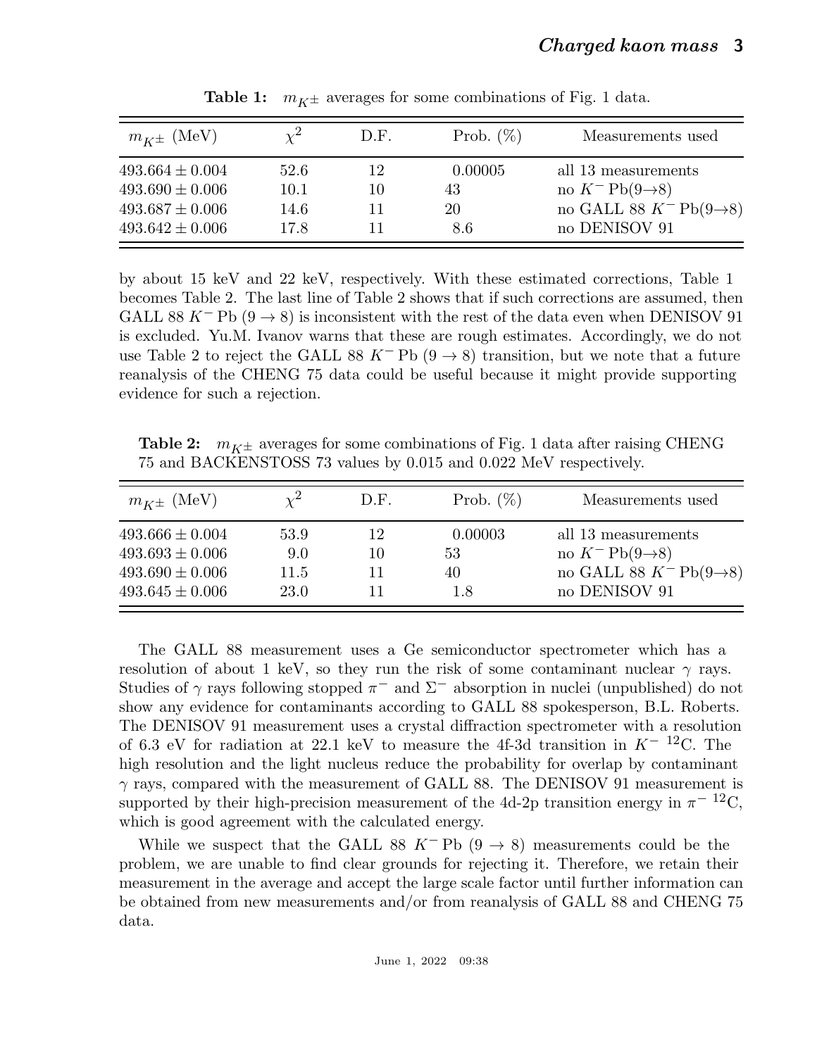**Table 1:** $m_{K^\pm}$ averages for some combinations of Fig. 1 data.

| $m_{K^\pm}$ (MeV) | $\chi^2$ | D.F. | Prob. (%) | Measurements used |
|---|---|---|---|---|
| $493.664 \pm 0.004$ | 52.6 | 12 | 0.00005 | all 13 measurements |
| $493.690 \pm 0.006$ | 10.1 | 10 | 43 | no $K^-$ Pb(9→8) |
| $493.687 \pm 0.006$ | 14.6 | 11 | 20 | no GALL 88 $K^-$ Pb(9→8) |
| $493.642 \pm 0.006$ | 17.8 | 11 | 8.6 | no DENISOV 91 |

by about 15 keV and 22 keV, respectively. With these estimated corrections, Table 1 becomes Table 2. The last line of Table 2 shows that if such corrections are assumed, then GALL 88 $K^-$ Pb $(9 \rightarrow 8)$ is inconsistent with the rest of the data even when DENISOV 91 is excluded. Yu.M. Ivanov warns that these are rough estimates. Accordingly, we do not use Table 2 to reject the GALL 88 $K^-$ Pb $(9 \rightarrow 8)$ transition, but we note that a future reanalysis of the CHENG 75 data could be useful because it might provide supporting evidence for such a rejection.

**Table 2:** $m_{K^\pm}$ averages for some combinations of Fig. 1 data after raising CHENG 75 and BACKENSTOSS 73 values by 0.015 and 0.022 MeV respectively.

| $m_{K^\pm}$ (MeV) | $\chi^2$ | D.F. | Prob. (%) | Measurements used |
|---|---|---|---|---|
| $493.666 \pm 0.004$ | 53.9 | 12 | 0.00003 | all 13 measurements |
| $493.693 \pm 0.006$ | 9.0 | 10 | 53 | no $K^-$ Pb(9→8) |
| $493.690 \pm 0.006$ | 11.5 | 11 | 40 | no GALL 88 $K^-$ Pb(9→8) |
| $493.645 \pm 0.006$ | 23.0 | 11 | 1.8 | no DENISOV 91 |

The GALL 88 measurement uses a Ge semiconductor spectrometer which has a resolution of about 1 keV, so they run the risk of some contaminant nuclear $\gamma$ rays. Studies of $\gamma$ rays following stopped $\pi^-$ and $\Sigma^-$ absorption in nuclei (unpublished) do not show any evidence for contaminants according to GALL 88 spokesperson, B.L. Roberts. The DENISOV 91 measurement uses a crystal diffraction spectrometer with a resolution of 6.3 eV for radiation at 22.1 keV to measure the 4f-3d transition in $K^-$ $^{12}$C. The high resolution and the light nucleus reduce the probability for overlap by contaminant $\gamma$ rays, compared with the measurement of GALL 88. The DENISOV 91 measurement is supported by their high-precision measurement of the 4d-2p transition energy in $\pi^-$ $^{12}$C, which is good agreement with the calculated energy.

While we suspect that the GALL 88 $K^-$ Pb $(9 \rightarrow 8)$ measurements could be the problem, we are unable to find clear grounds for rejecting it. Therefore, we retain their measurement in the average and accept the large scale factor until further information can be obtained from new measurements and/or from reanalysis of GALL 88 and CHENG 75 data.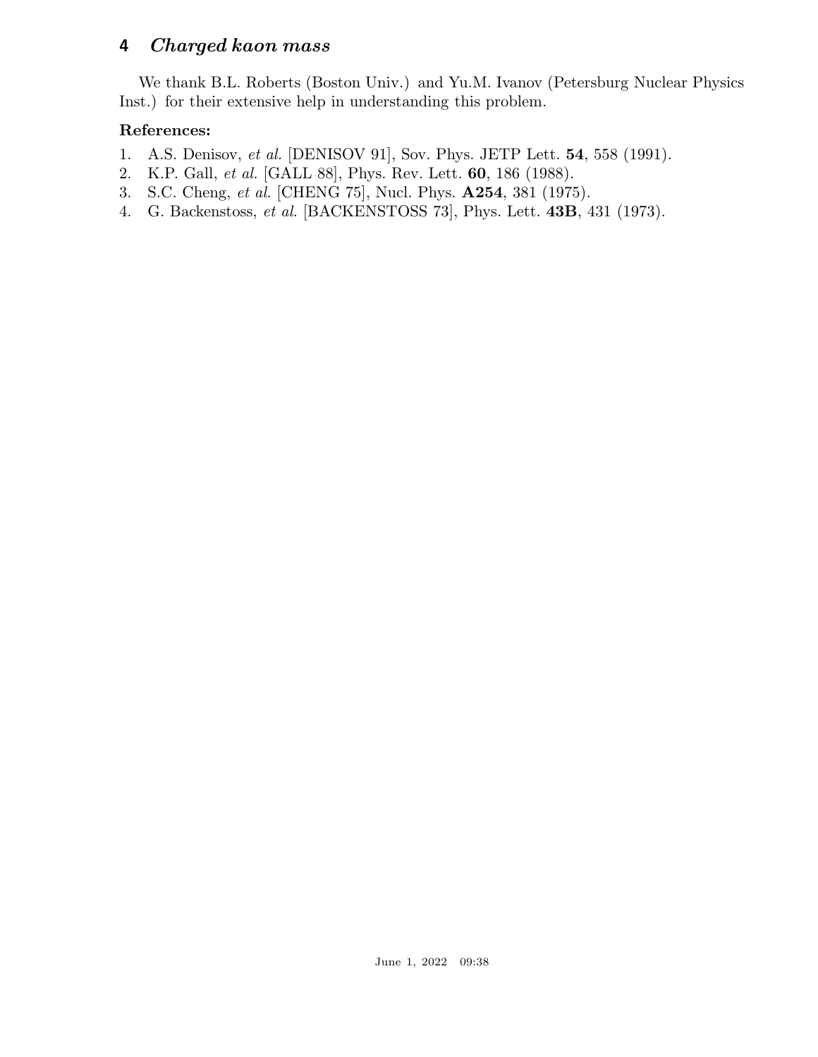We thank B.L. Roberts (Boston Univ.) and Yu.M. Ivanov (Petersburg Nuclear Physics Inst.) for their extensive help in understanding this problem.

**References:**

1. A.S. Denisov, *et al.* [DENISOV 91], Sov. Phys. JETP Lett. **54**, 558 (1991).
2. K.P. Gall, *et al.* [GALL 88], Phys. Rev. Lett. **60**, 186 (1988).
3. S.C. Cheng, *et al.* [CHENG 75], Nucl. Phys. **A254**, 381 (1975).
4. G. Backenstoss, *et al.* [BACKENSTOSS 73], Phys. Lett. **43B**, 431 (1973).